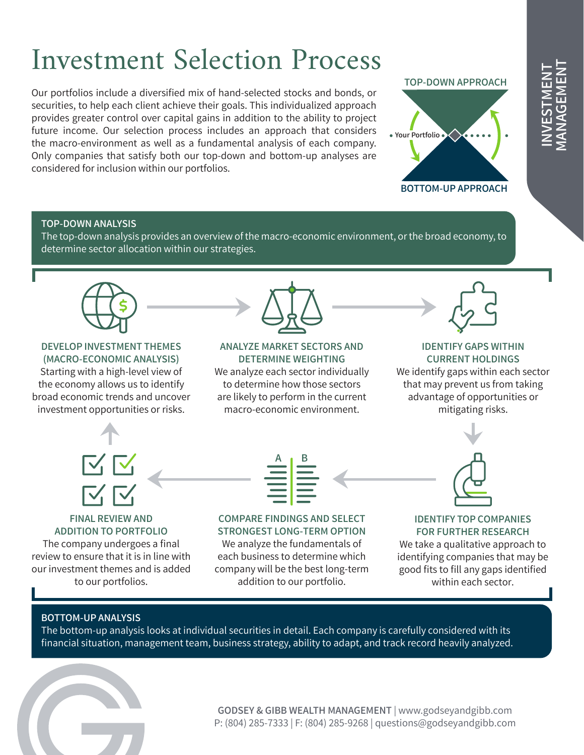# Investment Selection Process

Our portfolios include a diversified mix of hand-selected stocks and bonds, or securities, to help each client achieve their goals. This individualized approach provides greater control over capital gains in addition to the ability to project future income. Our selection process includes an approach that considers the macro-environment as well as a fundamental analysis of each company. Only companies that satisfy both our top-down and bottom-up analyses are considered for inclusion within our portfolios.

TOP-DOWN APPROACH

Your Portfolio

BOTTOM-UP APPROACH

INVESTMENT MANAGEMENT

## TOP-DOWN ANALYSIS

The top-down analysis provides an overview of the macro-economic environment, or the broad economy, to determine sector allocation within our strategies.

### DEVELOP INVESTMENT THEMES (MACRO-ECONOMIC ANALYSIS)

Starting with a high-level view of the economy allows us to identify broad economic trends and uncover investment opportunities or risks.

### ANALYZE MARKET SECTORS AND DETERMINE WEIGHTING

We analyze each sector individually to determine how those sectors are likely to perform in the current macro-economic environment.

### IDENTIFY GAPS WITHIN CURRENT HOLDINGS

We identify gaps within each sector that may prevent us from taking advantage of opportunities or mitigating risks.

### IDENTIFY TOP COMPANIES FOR FURTHER RESEARCH

We take a qualitative approach to identifying companies that may be good fits to fill any gaps identified within each sector.

### COMPARE FINDINGS AND SELECT STRONGEST LONG-TERM OPTION

We analyze the fundamentals of each business to determine which company will be the best long-term addition to our portfolio.

### FINAL REVIEW AND ADDITION TO PORTFOLIO

The company undergoes a final review to ensure that it is in line with our investment themes and is added to our portfolios.

## BOTTOM-UP ANALYSIS

The bottom-up analysis looks at individual securities in detail. Each company is carefully considered with its financial situation, management team, business strategy, ability to adapt, and track record heavily analyzed.

**GODSEY & GIBB WEALTH MANAGEMENT** | www.godseyandgibb.com
P: (804) 285-7333 | F: (804) 285-9268 | questions@godseyandgibb.com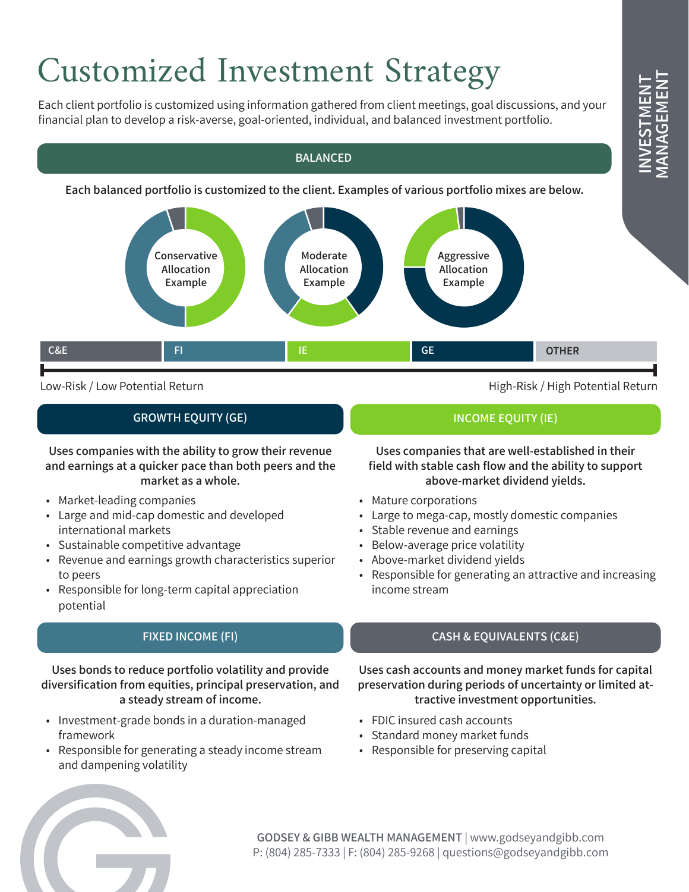# Customized Investment Strategy

Each client portfolio is customized using information gathered from client meetings, goal discussions, and your financial plan to develop a risk-averse, goal-oriented, individual, and balanced investment portfolio.

## BALANCED

**Each balanced portfolio is customized to the client. Examples of various portfolio mixes are below.**

Conservative Allocation Example

Moderate Allocation Example

Aggressive Allocation Example

C&E | FI | IE | GE | OTHER

Low-Risk / Low Potential Return

High-Risk / High Potential Return

## GROWTH EQUITY (GE)

**Uses companies with the ability to grow their revenue and earnings at a quicker pace than both peers and the market as a whole.**

- Market-leading companies
- Large and mid-cap domestic and developed international markets
- Sustainable competitive advantage
- Revenue and earnings growth characteristics superior to peers
- Responsible for long-term capital appreciation potential

## INCOME EQUITY (IE)

**Uses companies that are well-established in their field with stable cash flow and the ability to support above-market dividend yields.**

- Mature corporations
- Large to mega-cap, mostly domestic companies
- Stable revenue and earnings
- Below-average price volatility
- Above-market dividend yields
- Responsible for generating an attractive and increasing income stream

## FIXED INCOME (FI)

**Uses bonds to reduce portfolio volatility and provide diversification from equities, principal preservation, and a steady stream of income.**

- Investment-grade bonds in a duration-managed framework
- Responsible for generating a steady income stream and dampening volatility

## CASH & EQUIVALENTS (C&E)

**Uses cash accounts and money market funds for capital preservation during periods of uncertainty or limited attractive investment opportunities.**

- FDIC insured cash accounts
- Standard money market funds
- Responsible for preserving capital

**GODSEY & GIBB WEALTH MANAGEMENT** | www.godseyandgibb.com
P: (804) 285-7333 | F: (804) 285-9268 | questions@godseyandgibb.com